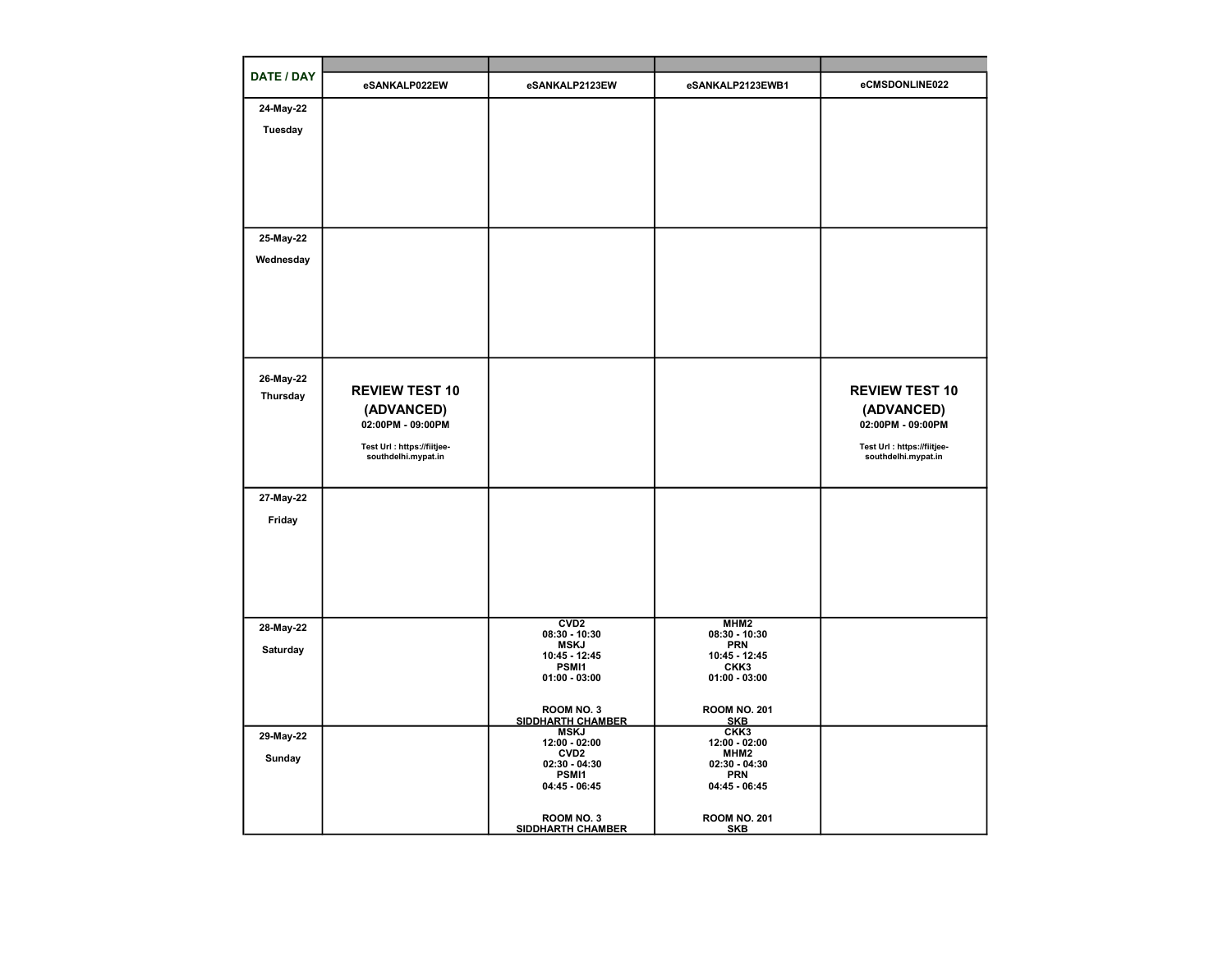| DATE / DAY | eSANKALP022EW | eSANKALP2123EW | eSANKALP2123EWB1 | eCMSDONLINE022 |
|---|---|---|---|---|
| 24-May-22<br>Tuesday | | | | |
| 25-May-22<br>Wednesday | | | | |
| 26-May-22<br>Thursday | **REVIEW TEST 10 (ADVANCED)**<br>02:00PM - 09:00PM<br>Test Url : https://fiitjee-southdelhi.mypat.in | | | **REVIEW TEST 10 (ADVANCED)**<br>02:00PM - 09:00PM<br>Test Url : https://fiitjee-southdelhi.mypat.in |
| 27-May-22<br>Friday | | | | |
| 28-May-22<br>Saturday | | CVD2<br>08:30 - 10:30<br>MSKJ<br>10:45 - 12:45<br>PSMI1<br>01:00 - 03:00<br>ROOM NO. 3<br>SIDDHARTH CHAMBER | MHM2<br>08:30 - 10:30<br>PRN<br>10:45 - 12:45<br>CKK3<br>01:00 - 03:00<br>ROOM NO. 201<br>SKB | |
| 29-May-22<br>Sunday | | MSKJ<br>12:00 - 02:00<br>CVD2<br>02:30 - 04:30<br>PSMI1<br>04:45 - 06:45<br>ROOM NO. 3<br>SIDDHARTH CHAMBER | CKK3<br>12:00 - 02:00<br>MHM2<br>02:30 - 04:30<br>PRN<br>04:45 - 06:45<br>ROOM NO. 201<br>SKB | |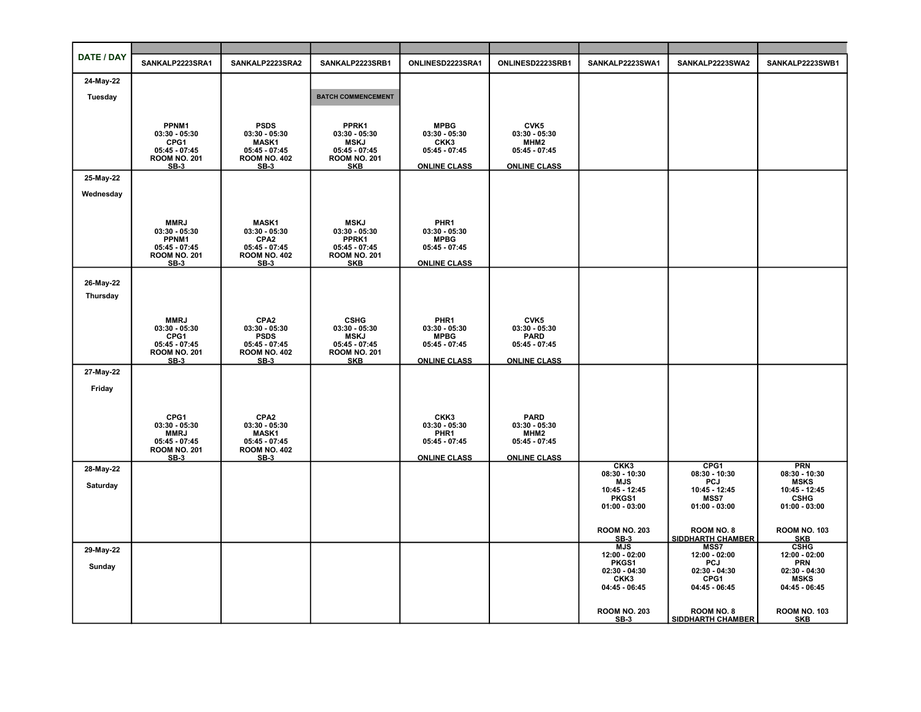| DATE / DAY | SANKALP2223SRA1 | SANKALP2223SRA2 | SANKALP2223SRB1 | ONLINESD2223SRA1 | ONLINESD2223SRB1 | SANKALP2223SWA1 | SANKALP2223SWA2 | SANKALP2223SWB1 |
|---|---|---|---|---|---|---|---|---|
| 24-May-22 Tuesday | PPNM1 03:30 - 05:30 CPG1 05:45 - 07:45 ROOM NO. 201 SB-3 | PSDS 03:30 - 05:30 MASK1 05:45 - 07:45 ROOM NO. 402 SB-3 | BATCH COMMENCEMENT PPRK1 03:30 - 05:30 MSKJ 05:45 - 07:45 ROOM NO. 201 SKB | MPBG 03:30 - 05:30 CKK3 05:45 - 07:45 ONLINE CLASS | CVK5 03:30 - 05:30 MHM2 05:45 - 07:45 ONLINE CLASS | | | |
| 25-May-22 Wednesday | MMRJ 03:30 - 05:30 PPNM1 05:45 - 07:45 ROOM NO. 201 SB-3 | MASK1 03:30 - 05:30 CPA2 05:45 - 07:45 ROOM NO. 402 SB-3 | MSKJ 03:30 - 05:30 PPRK1 05:45 - 07:45 ROOM NO. 201 SKB | PHR1 03:30 - 05:30 MPBG 05:45 - 07:45 ONLINE CLASS | | | | |
| 26-May-22 Thursday | MMRJ 03:30 - 05:30 CPG1 05:45 - 07:45 ROOM NO. 201 SB-3 | CPA2 03:30 - 05:30 PSDS 05:45 - 07:45 ROOM NO. 402 SB-3 | CSHG 03:30 - 05:30 MSKJ 05:45 - 07:45 ROOM NO. 201 SKB | PHR1 03:30 - 05:30 MPBG 05:45 - 07:45 ONLINE CLASS | CVK5 03:30 - 05:30 PARD 05:45 - 07:45 ONLINE CLASS | | | |
| 27-May-22 Friday | CPG1 03:30 - 05:30 MMRJ 05:45 - 07:45 ROOM NO. 201 SB-3 | CPA2 03:30 - 05:30 MASK1 05:45 - 07:45 ROOM NO. 402 SB-3 | | CKK3 03:30 - 05:30 PHR1 05:45 - 07:45 ONLINE CLASS | PARD 03:30 - 05:30 MHM2 05:45 - 07:45 ONLINE CLASS | | | |
| 28-May-22 Saturday | | | | | | CKK3 08:30 - 10:30 MJS 10:45 - 12:45 PKGS1 01:00 - 03:00 ROOM NO. 203 SB-3 | CPG1 08:30 - 10:30 PCJ 10:45 - 12:45 MSS7 01:00 - 03:00 ROOM NO. 8 SIDDHARTH CHAMBER | PRN 08:30 - 10:30 MSKS 10:45 - 12:45 CSHG 01:00 - 03:00 ROOM NO. 103 SKB |
| 29-May-22 Sunday | | | | | | MJS 12:00 - 02:00 PKGS1 02:30 - 04:30 CKK3 04:45 - 06:45 ROOM NO. 203 SB-3 | MSS7 12:00 - 02:00 PCJ 02:30 - 04:30 CPG1 04:45 - 06:45 ROOM NO. 8 SIDDHARTH CHAMBER | CSHG 12:00 - 02:00 PRN 02:30 - 04:30 MSKS 04:45 - 06:45 ROOM NO. 103 SKB |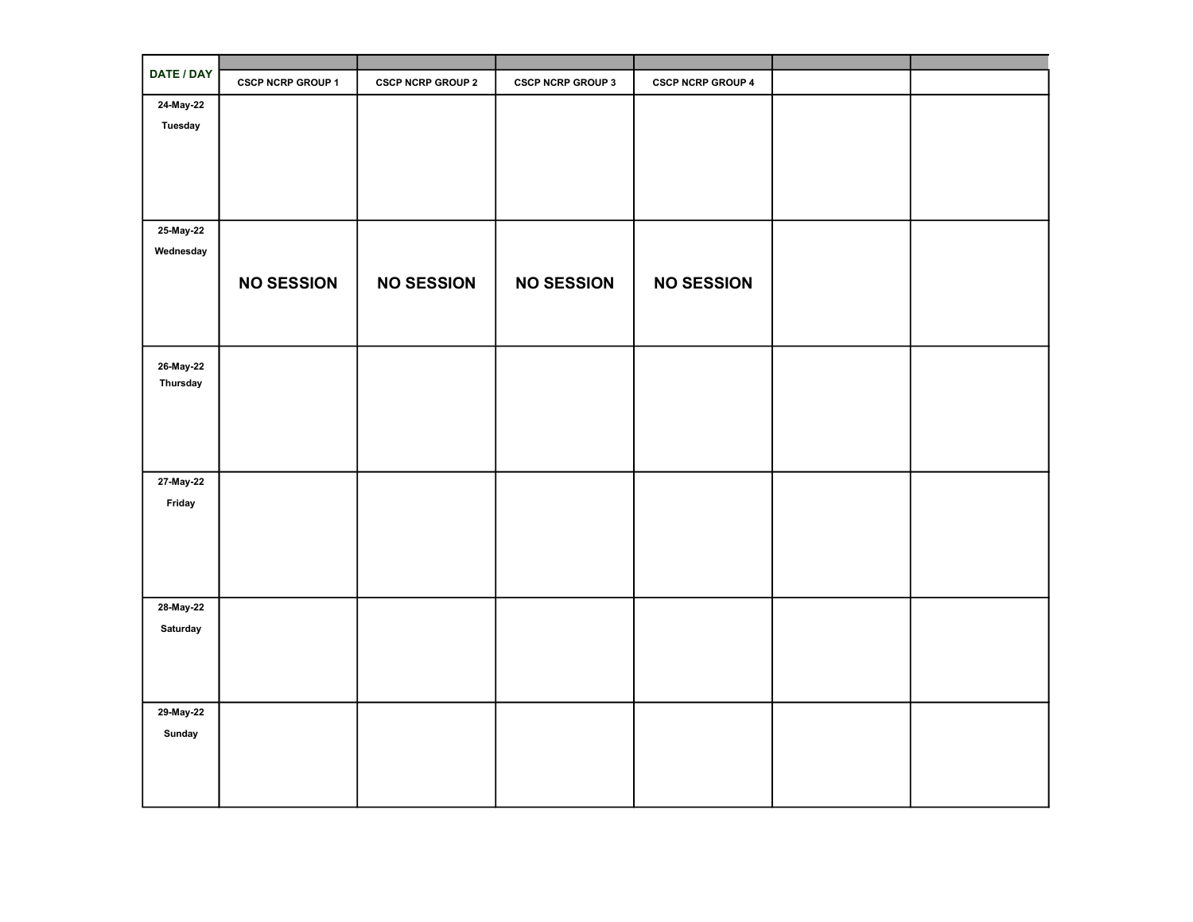| DATE / DAY | CSCP NCRP GROUP 1 | CSCP NCRP GROUP 2 | CSCP NCRP GROUP 3 | CSCP NCRP GROUP 4 | | |
|---|---|---|---|---|---|---|
| 24-May-22 Tuesday | | | | | | |
| 25-May-22 Wednesday | **NO SESSION** | **NO SESSION** | **NO SESSION** | **NO SESSION** | | |
| 26-May-22 Thursday | | | | | | |
| 27-May-22 Friday | | | | | | |
| 28-May-22 Saturday | | | | | | |
| 29-May-22 Sunday | | | | | | |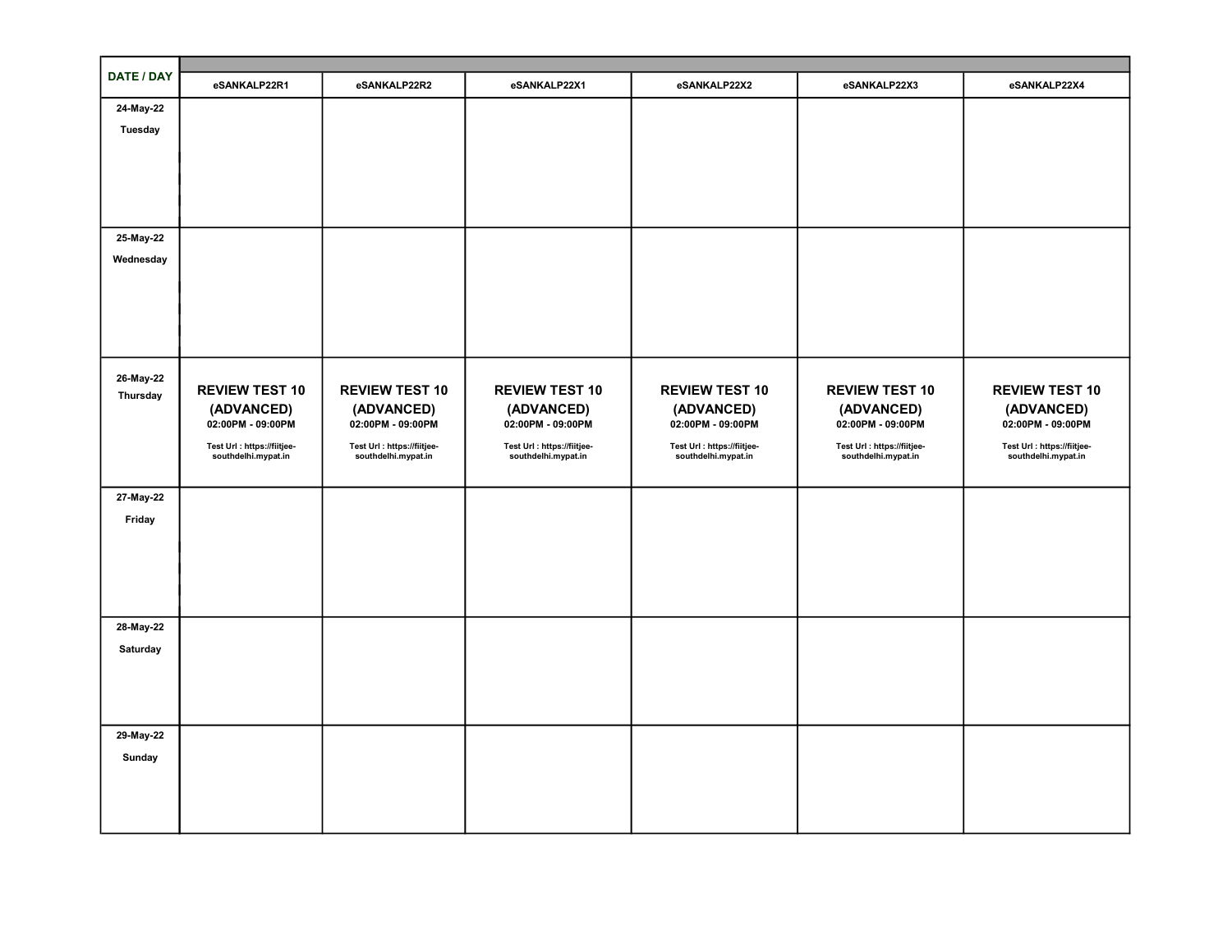| DATE / DAY | eSANKALP22R1 | eSANKALP22R2 | eSANKALP22X1 | eSANKALP22X2 | eSANKALP22X3 | eSANKALP22X4 |
|---|---|---|---|---|---|---|
| 24-May-22 Tuesday | | | | | | |
| 25-May-22 Wednesday | | | | | | |
| 26-May-22 Thursday | **REVIEW TEST 10 (ADVANCED)** 02:00PM - 09:00PM Test Url : https://fiitjee-southdelhi.mypat.in | **REVIEW TEST 10 (ADVANCED)** 02:00PM - 09:00PM Test Url : https://fiitjee-southdelhi.mypat.in | **REVIEW TEST 10 (ADVANCED)** 02:00PM - 09:00PM Test Url : https://fiitjee-southdelhi.mypat.in | **REVIEW TEST 10 (ADVANCED)** 02:00PM - 09:00PM Test Url : https://fiitjee-southdelhi.mypat.in | **REVIEW TEST 10 (ADVANCED)** 02:00PM - 09:00PM Test Url : https://fiitjee-southdelhi.mypat.in | **REVIEW TEST 10 (ADVANCED)** 02:00PM - 09:00PM Test Url : https://fiitjee-southdelhi.mypat.in |
| 27-May-22 Friday | | | | | | |
| 28-May-22 Saturday | | | | | | |
| 29-May-22 Sunday | | | | | | |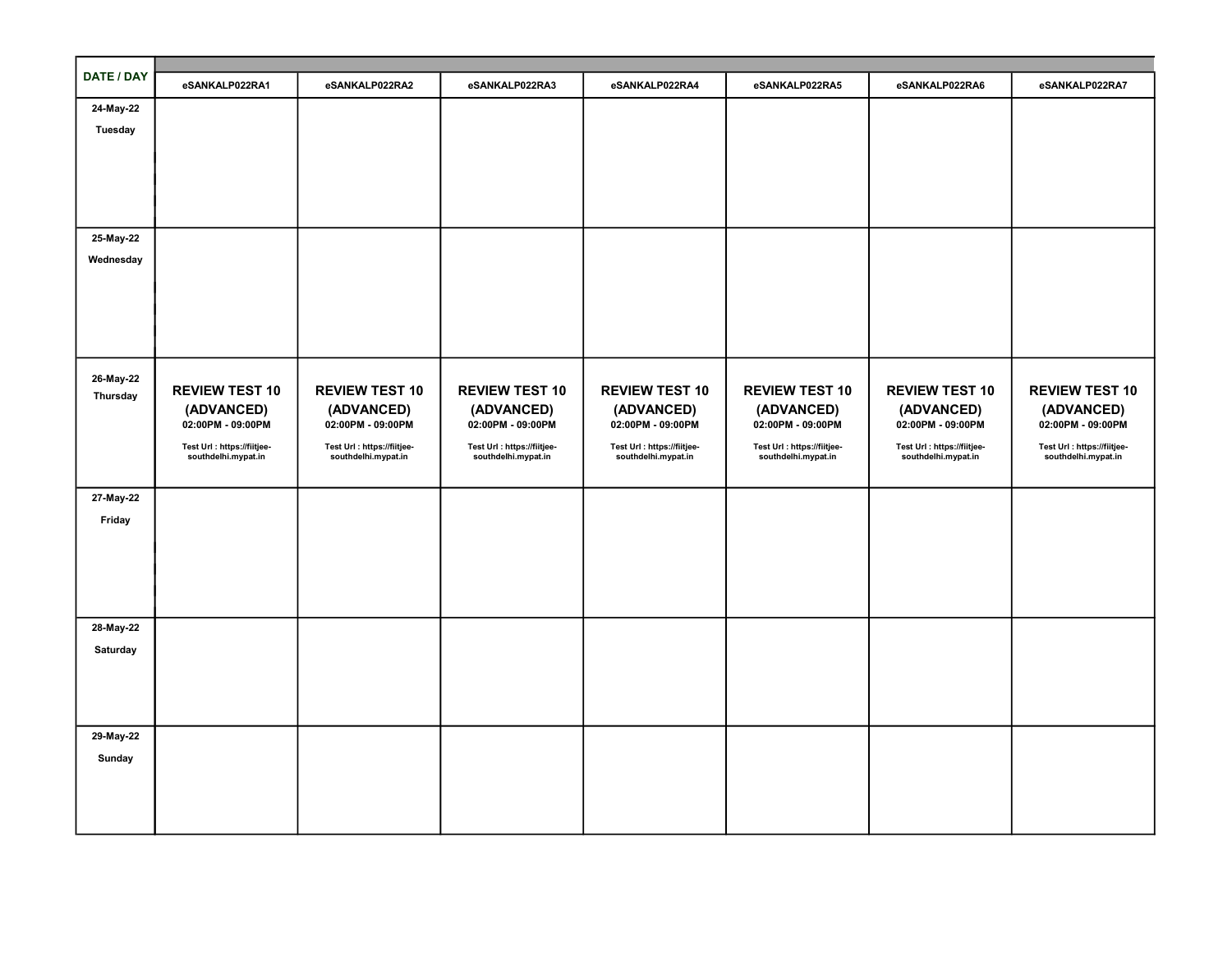| DATE / DAY | eSANKALP022RA1 | eSANKALP022RA2 | eSANKALP022RA3 | eSANKALP022RA4 | eSANKALP022RA5 | eSANKALP022RA6 | eSANKALP022RA7 |
|---|---|---|---|---|---|---|---|
| 24-May-22 Tuesday | | | | | | | |
| 25-May-22 Wednesday | | | | | | | |
| 26-May-22 Thursday | **REVIEW TEST 10 (ADVANCED)** 02:00PM - 09:00PM Test Url : https://fiitjee-southdelhi.mypat.in | **REVIEW TEST 10 (ADVANCED)** 02:00PM - 09:00PM Test Url : https://fiitjee-southdelhi.mypat.in | **REVIEW TEST 10 (ADVANCED)** 02:00PM - 09:00PM Test Url : https://fiitjee-southdelhi.mypat.in | **REVIEW TEST 10 (ADVANCED)** 02:00PM - 09:00PM Test Url : https://fiitjee-southdelhi.mypat.in | **REVIEW TEST 10 (ADVANCED)** 02:00PM - 09:00PM Test Url : https://fiitjee-southdelhi.mypat.in | **REVIEW TEST 10 (ADVANCED)** 02:00PM - 09:00PM Test Url : https://fiitjee-southdelhi.mypat.in | **REVIEW TEST 10 (ADVANCED)** 02:00PM - 09:00PM Test Url : https://fiitjee-southdelhi.mypat.in |
| 27-May-22 Friday | | | | | | | |
| 28-May-22 Saturday | | | | | | | |
| 29-May-22 Sunday | | | | | | | |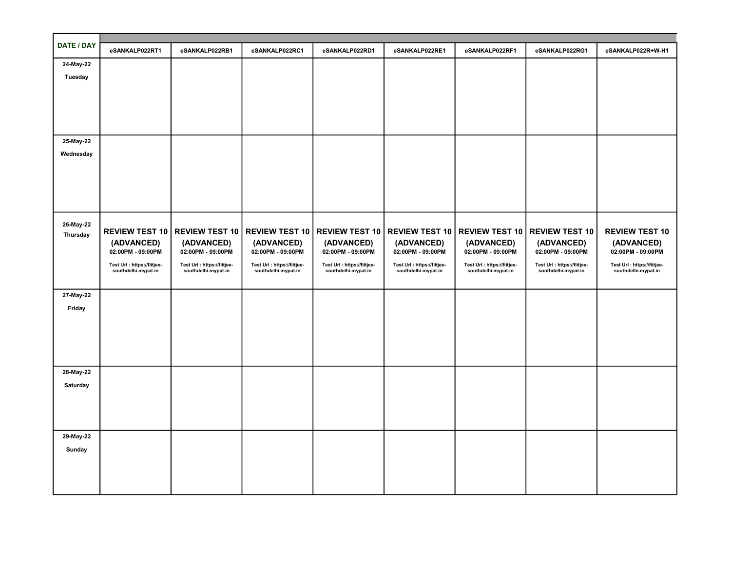| DATE / DAY | eSANKALP022RT1 | eSANKALP022RB1 | eSANKALP022RC1 | eSANKALP022RD1 | eSANKALP022RE1 | eSANKALP022RF1 | eSANKALP022RG1 | eSANKALP022R+W-H1 |
|---|---|---|---|---|---|---|---|---|
| 24-May-22 Tuesday | | | | | | | | |
| 25-May-22 Wednesday | | | | | | | | |
| 26-May-22 Thursday | REVIEW TEST 10 (ADVANCED) 02:00PM - 09:00PM Test Url : https://fiitjee-southdelhi.mypat.in | REVIEW TEST 10 (ADVANCED) 02:00PM - 09:00PM Test Url : https://fiitjee-southdelhi.mypat.in | REVIEW TEST 10 (ADVANCED) 02:00PM - 09:00PM Test Url : https://fiitjee-southdelhi.mypat.in | REVIEW TEST 10 (ADVANCED) 02:00PM - 09:00PM Test Url : https://fiitjee-southdelhi.mypat.in | REVIEW TEST 10 (ADVANCED) 02:00PM - 09:00PM Test Url : https://fiitjee-southdelhi.mypat.in | REVIEW TEST 10 (ADVANCED) 02:00PM - 09:00PM Test Url : https://fiitjee-southdelhi.mypat.in | REVIEW TEST 10 (ADVANCED) 02:00PM - 09:00PM Test Url : https://fiitjee-southdelhi.mypat.in | REVIEW TEST 10 (ADVANCED) 02:00PM - 09:00PM Test Url : https://fiitjee-southdelhi.mypat.in |
| 27-May-22 Friday | | | | | | | | |
| 28-May-22 Saturday | | | | | | | | |
| 29-May-22 Sunday | | | | | | | | |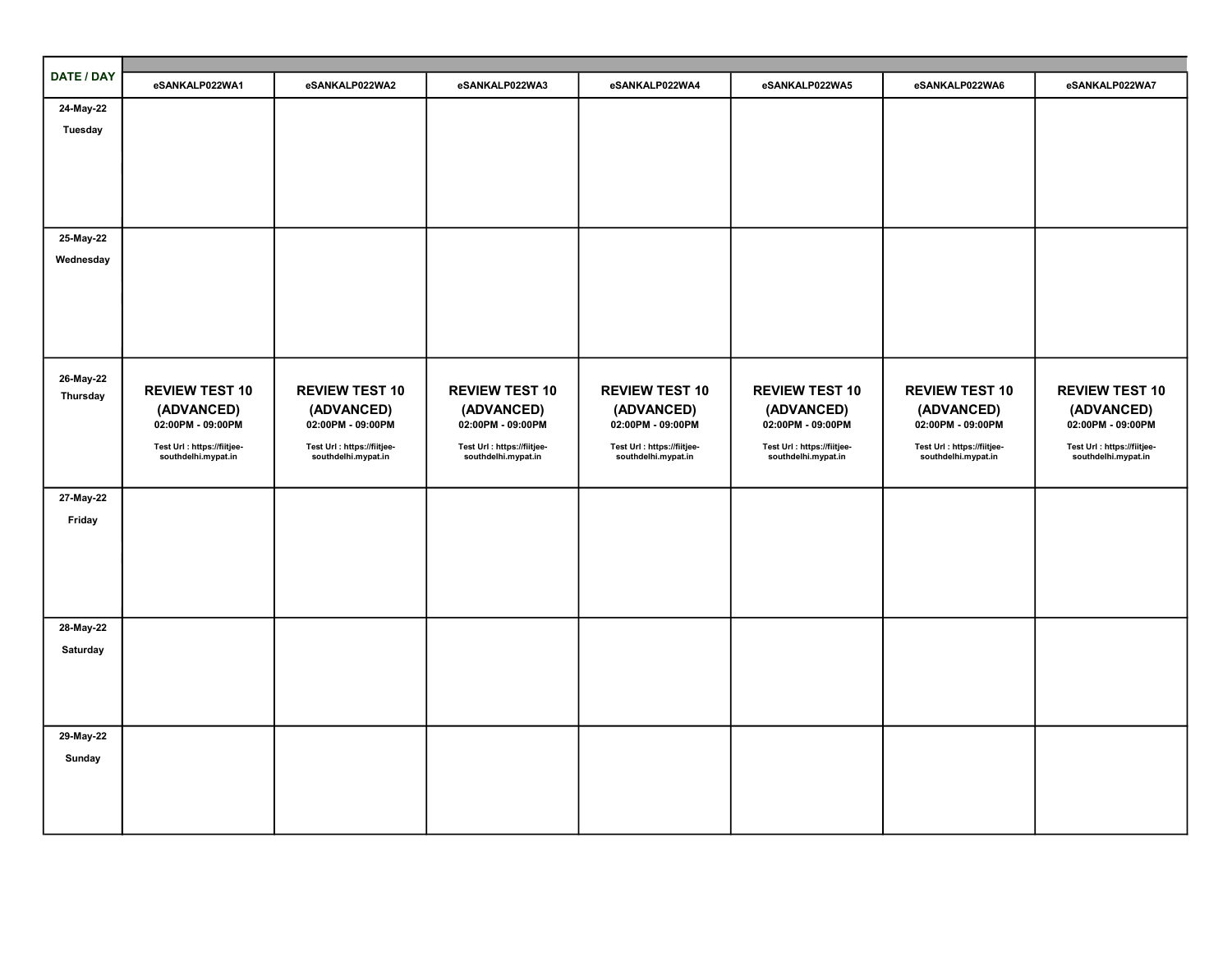| DATE / DAY | eSANKALP022WA1 | eSANKALP022WA2 | eSANKALP022WA3 | eSANKALP022WA4 | eSANKALP022WA5 | eSANKALP022WA6 | eSANKALP022WA7 |
|---|---|---|---|---|---|---|---|
| 24-May-22 Tuesday | | | | | | | |
| 25-May-22 Wednesday | | | | | | | |
| 26-May-22 Thursday | **REVIEW TEST 10 (ADVANCED)** 02:00PM - 09:00PM Test Url : https://fiitjee-southdelhi.mypat.in | **REVIEW TEST 10 (ADVANCED)** 02:00PM - 09:00PM Test Url : https://fiitjee-southdelhi.mypat.in | **REVIEW TEST 10 (ADVANCED)** 02:00PM - 09:00PM Test Url : https://fiitjee-southdelhi.mypat.in | **REVIEW TEST 10 (ADVANCED)** 02:00PM - 09:00PM Test Url : https://fiitjee-southdelhi.mypat.in | **REVIEW TEST 10 (ADVANCED)** 02:00PM - 09:00PM Test Url : https://fiitjee-southdelhi.mypat.in | **REVIEW TEST 10 (ADVANCED)** 02:00PM - 09:00PM Test Url : https://fiitjee-southdelhi.mypat.in | **REVIEW TEST 10 (ADVANCED)** 02:00PM - 09:00PM Test Url : https://fiitjee-southdelhi.mypat.in |
| 27-May-22 Friday | | | | | | | |
| 28-May-22 Saturday | | | | | | | |
| 29-May-22 Sunday | | | | | | | |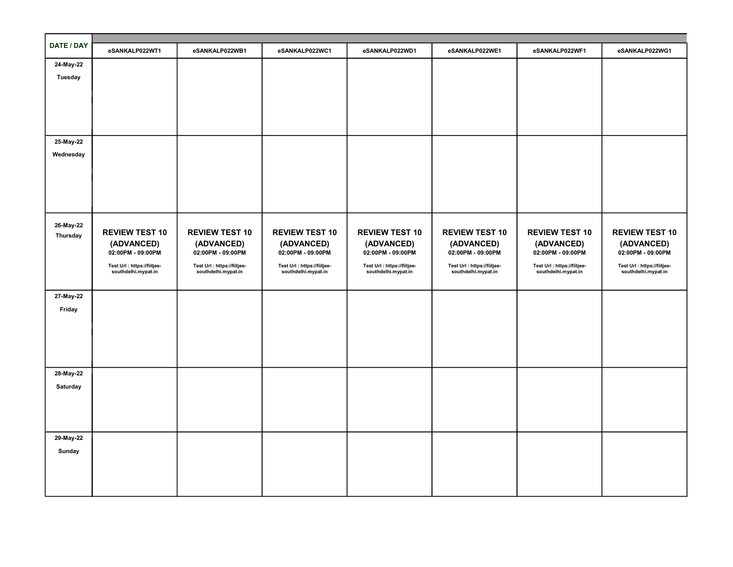| DATE / DAY | eSANKALP022WT1 | eSANKALP022WB1 | eSANKALP022WC1 | eSANKALP022WD1 | eSANKALP022WE1 | eSANKALP022WF1 | eSANKALP022WG1 |
|---|---|---|---|---|---|---|---|
| 24-May-22 Tuesday | | | | | | | |
| 25-May-22 Wednesday | | | | | | | |
| 26-May-22 Thursday | **REVIEW TEST 10 (ADVANCED)** 02:00PM - 09:00PM Test Url : https://fiitjee-southdelhi.mypat.in | **REVIEW TEST 10 (ADVANCED)** 02:00PM - 09:00PM Test Url : https://fiitjee-southdelhi.mypat.in | **REVIEW TEST 10 (ADVANCED)** 02:00PM - 09:00PM Test Url : https://fiitjee-southdelhi.mypat.in | **REVIEW TEST 10 (ADVANCED)** 02:00PM - 09:00PM Test Url : https://fiitjee-southdelhi.mypat.in | **REVIEW TEST 10 (ADVANCED)** 02:00PM - 09:00PM Test Url : https://fiitjee-southdelhi.mypat.in | **REVIEW TEST 10 (ADVANCED)** 02:00PM - 09:00PM Test Url : https://fiitjee-southdelhi.mypat.in | **REVIEW TEST 10 (ADVANCED)** 02:00PM - 09:00PM Test Url : https://fiitjee-southdelhi.mypat.in |
| 27-May-22 Friday | | | | | | | |
| 28-May-22 Saturday | | | | | | | |
| 29-May-22 Sunday | | | | | | | |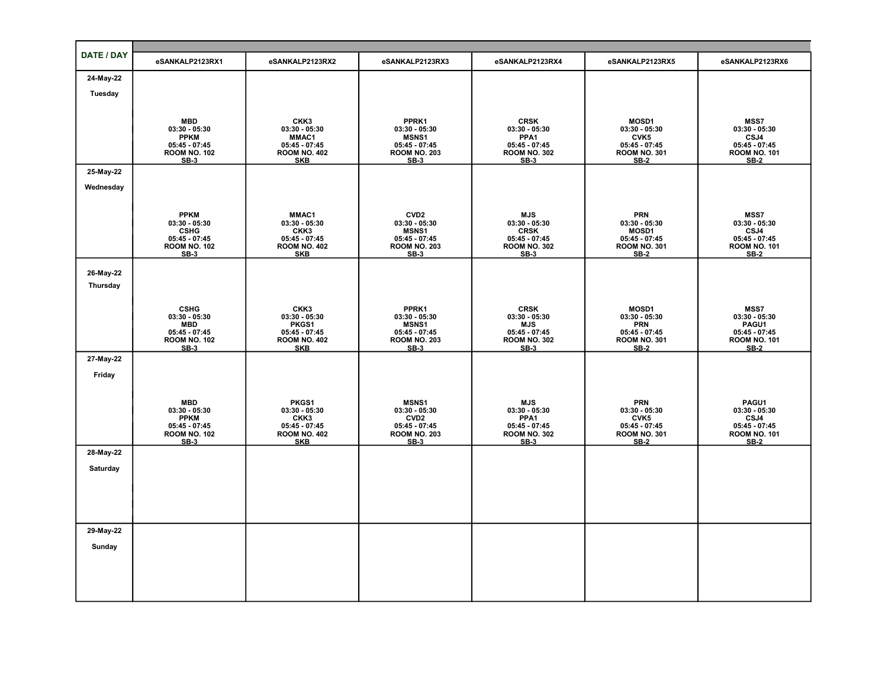| DATE / DAY | eSANKALP2123RX1 | eSANKALP2123RX2 | eSANKALP2123RX3 | eSANKALP2123RX4 | eSANKALP2123RX5 | eSANKALP2123RX6 |
|---|---|---|---|---|---|---|
| 24-May-22<br>Tuesday | MBD<br>03:30 - 05:30<br>PPKM<br>05:45 - 07:45<br>ROOM NO. 102<br>SB-3 | CKK3<br>03:30 - 05:30<br>MMAC1<br>05:45 - 07:45<br>ROOM NO. 402<br>SKB | PPRK1<br>03:30 - 05:30<br>MSNS1<br>05:45 - 07:45<br>ROOM NO. 203<br>SB-3 | CRSK<br>03:30 - 05:30<br>PPA1<br>05:45 - 07:45<br>ROOM NO. 302<br>SB-3 | MOSD1<br>03:30 - 05:30<br>CVK5<br>05:45 - 07:45<br>ROOM NO. 301<br>SB-2 | MSS7<br>03:30 - 05:30<br>CSJ4<br>05:45 - 07:45<br>ROOM NO. 101<br>SB-2 |
| 25-May-22<br>Wednesday | PPKM<br>03:30 - 05:30<br>CSHG<br>05:45 - 07:45<br>ROOM NO. 102<br>SB-3 | MMAC1<br>03:30 - 05:30<br>CKK3<br>05:45 - 07:45<br>ROOM NO. 402<br>SKB | CVD2<br>03:30 - 05:30<br>MSNS1<br>05:45 - 07:45<br>ROOM NO. 203<br>SB-3 | MJS<br>03:30 - 05:30<br>CRSK<br>05:45 - 07:45<br>ROOM NO. 302<br>SB-3 | PRN<br>03:30 - 05:30<br>MOSD1<br>05:45 - 07:45<br>ROOM NO. 301<br>SB-2 | MSS7<br>03:30 - 05:30<br>CSJ4<br>05:45 - 07:45<br>ROOM NO. 101<br>SB-2 |
| 26-May-22<br>Thursday | CSHG<br>03:30 - 05:30<br>MBD<br>05:45 - 07:45<br>ROOM NO. 102<br>SB-3 | CKK3<br>03:30 - 05:30<br>PKGS1<br>05:45 - 07:45<br>ROOM NO. 402<br>SKB | PPRK1<br>03:30 - 05:30<br>MSNS1<br>05:45 - 07:45<br>ROOM NO. 203<br>SB-3 | CRSK<br>03:30 - 05:30<br>MJS<br>05:45 - 07:45<br>ROOM NO. 302<br>SB-3 | MOSD1<br>03:30 - 05:30<br>PRN<br>05:45 - 07:45<br>ROOM NO. 301<br>SB-2 | MSS7<br>03:30 - 05:30<br>PAGU1<br>05:45 - 07:45<br>ROOM NO. 101<br>SB-2 |
| 27-May-22<br>Friday | MBD<br>03:30 - 05:30<br>PPKM<br>05:45 - 07:45<br>ROOM NO. 102<br>SB-3 | PKGS1<br>03:30 - 05:30<br>CKK3<br>05:45 - 07:45<br>ROOM NO. 402<br>SKB | MSNS1<br>03:30 - 05:30<br>CVD2<br>05:45 - 07:45<br>ROOM NO. 203<br>SB-3 | MJS<br>03:30 - 05:30<br>PPA1<br>05:45 - 07:45<br>ROOM NO. 302<br>SB-3 | PRN<br>03:30 - 05:30<br>CVK5<br>05:45 - 07:45<br>ROOM NO. 301<br>SB-2 | PAGU1<br>03:30 - 05:30<br>CSJ4<br>05:45 - 07:45<br>ROOM NO. 101<br>SB-2 |
| 28-May-22<br>Saturday | | | | | | |
| 29-May-22<br>Sunday | | | | | | |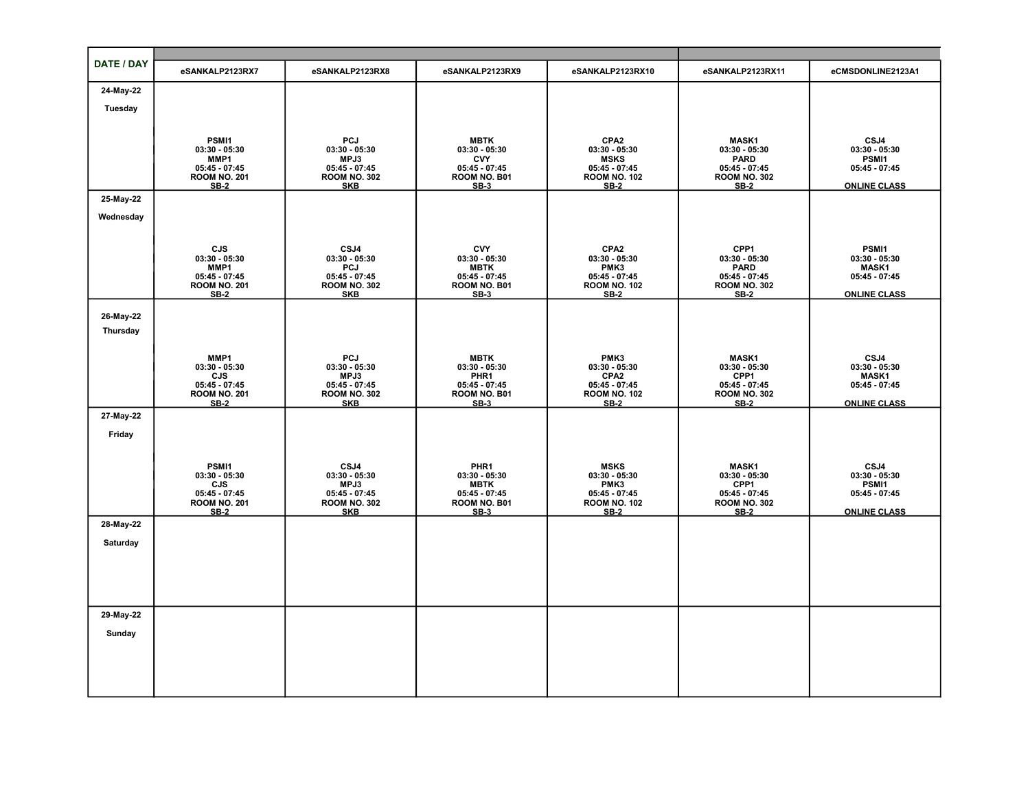| DATE / DAY | eSANKALP2123RX7 | eSANKALP2123RX8 | eSANKALP2123RX9 | eSANKALP2123RX10 | eSANKALP2123RX11 | eCMSDONLINE2123A1 |
|---|---|---|---|---|---|---|
| 24-May-22 Tuesday | PSMI1 03:30 - 05:30 MMP1 05:45 - 07:45 ROOM NO. 201 SB-2 | PCJ 03:30 - 05:30 MPJ3 05:45 - 07:45 ROOM NO. 302 SKB | MBTK 03:30 - 05:30 CVY 05:45 - 07:45 ROOM NO. B01 SB-3 | CPA2 03:30 - 05:30 MSKS 05:45 - 07:45 ROOM NO. 102 SB-2 | MASK1 03:30 - 05:30 PARD 05:45 - 07:45 ROOM NO. 302 SB-2 | CSJ4 03:30 - 05:30 PSMI1 05:45 - 07:45 ONLINE CLASS |
| 25-May-22 Wednesday | CJS 03:30 - 05:30 MMP1 05:45 - 07:45 ROOM NO. 201 SB-2 | CSJ4 03:30 - 05:30 PCJ 05:45 - 07:45 ROOM NO. 302 SKB | CVY 03:30 - 05:30 MBTK 05:45 - 07:45 ROOM NO. B01 SB-3 | CPA2 03:30 - 05:30 PMK3 05:45 - 07:45 ROOM NO. 102 SB-2 | CPP1 03:30 - 05:30 PARD 05:45 - 07:45 ROOM NO. 302 SB-2 | PSMI1 03:30 - 05:30 MASK1 05:45 - 07:45 ONLINE CLASS |
| 26-May-22 Thursday | MMP1 03:30 - 05:30 CJS 05:45 - 07:45 ROOM NO. 201 SB-2 | PCJ 03:30 - 05:30 MPJ3 05:45 - 07:45 ROOM NO. 302 SKB | MBTK 03:30 - 05:30 PHR1 05:45 - 07:45 ROOM NO. B01 SB-3 | PMK3 03:30 - 05:30 CPA2 05:45 - 07:45 ROOM NO. 102 SB-2 | MASK1 03:30 - 05:30 CPP1 05:45 - 07:45 ROOM NO. 302 SB-2 | CSJ4 03:30 - 05:30 MASK1 05:45 - 07:45 ONLINE CLASS |
| 27-May-22 Friday | PSMI1 03:30 - 05:30 CJS 05:45 - 07:45 ROOM NO. 201 SB-2 | CSJ4 03:30 - 05:30 MPJ3 05:45 - 07:45 ROOM NO. 302 SKB | PHR1 03:30 - 05:30 MBTK 05:45 - 07:45 ROOM NO. B01 SB-3 | MSKS 03:30 - 05:30 PMK3 05:45 - 07:45 ROOM NO. 102 SB-2 | MASK1 03:30 - 05:30 CPP1 05:45 - 07:45 ROOM NO. 302 SB-2 | CSJ4 03:30 - 05:30 PSMI1 05:45 - 07:45 ONLINE CLASS |
| 28-May-22 Saturday | | | | | | |
| 29-May-22 Sunday | | | | | | |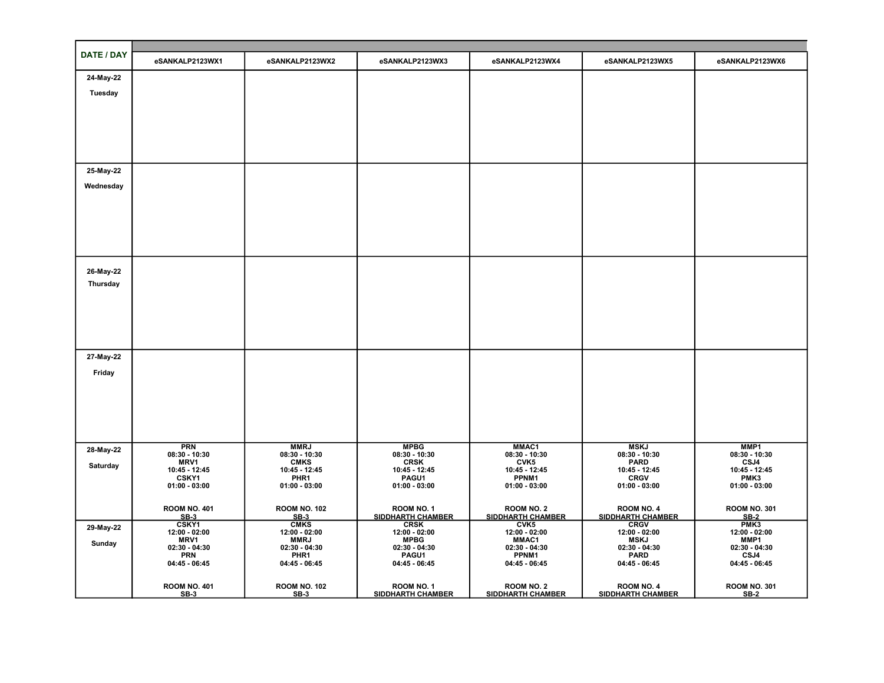| DATE / DAY | eSANKALP2123WX1 | eSANKALP2123WX2 | eSANKALP2123WX3 | eSANKALP2123WX4 | eSANKALP2123WX5 | eSANKALP2123WX6 |
|---|---|---|---|---|---|---|
| 24-May-22 Tuesday | | | | | | |
| 25-May-22 Wednesday | | | | | | |
| 26-May-22 Thursday | | | | | | |
| 27-May-22 Friday | | | | | | |
| 28-May-22 Saturday | PRN 08:30 - 10:30 MRV1 10:45 - 12:45 CSKY1 01:00 - 03:00 ROOM NO. 401 SB-3 | MMRJ 08:30 - 10:30 CMKS 10:45 - 12:45 PHR1 01:00 - 03:00 ROOM NO. 102 SB-3 | MPBG 08:30 - 10:30 CRSK 10:45 - 12:45 PAGU1 01:00 - 03:00 ROOM NO. 1 SIDDHARTH CHAMBER | MMAC1 08:30 - 10:30 CVK5 10:45 - 12:45 PPNM1 01:00 - 03:00 ROOM NO. 2 SIDDHARTH CHAMBER | MSKJ 08:30 - 10:30 PARD 10:45 - 12:45 CRGV 01:00 - 03:00 ROOM NO. 4 SIDDHARTH CHAMBER | MMP1 08:30 - 10:30 CSJ4 10:45 - 12:45 PMK3 01:00 - 03:00 ROOM NO. 301 SB-2 |
| 29-May-22 Sunday | CSKY1 12:00 - 02:00 MRV1 02:30 - 04:30 PRN 04:45 - 06:45 ROOM NO. 401 SB-3 | CMKS 12:00 - 02:00 MMRJ 02:30 - 04:30 PHR1 04:45 - 06:45 ROOM NO. 102 SB-3 | CRSK 12:00 - 02:00 MPBG 02:30 - 04:30 PAGU1 04:45 - 06:45 ROOM NO. 1 SIDDHARTH CHAMBER | CVK5 12:00 - 02:00 MMAC1 02:30 - 04:30 PPNM1 04:45 - 06:45 ROOM NO. 2 SIDDHARTH CHAMBER | CRGV 12:00 - 02:00 MSKJ 02:30 - 04:30 PARD 04:45 - 06:45 ROOM NO. 4 SIDDHARTH CHAMBER | PMK3 12:00 - 02:00 MMP1 02:30 - 04:30 CSJ4 04:45 - 06:45 ROOM NO. 301 SB-2 |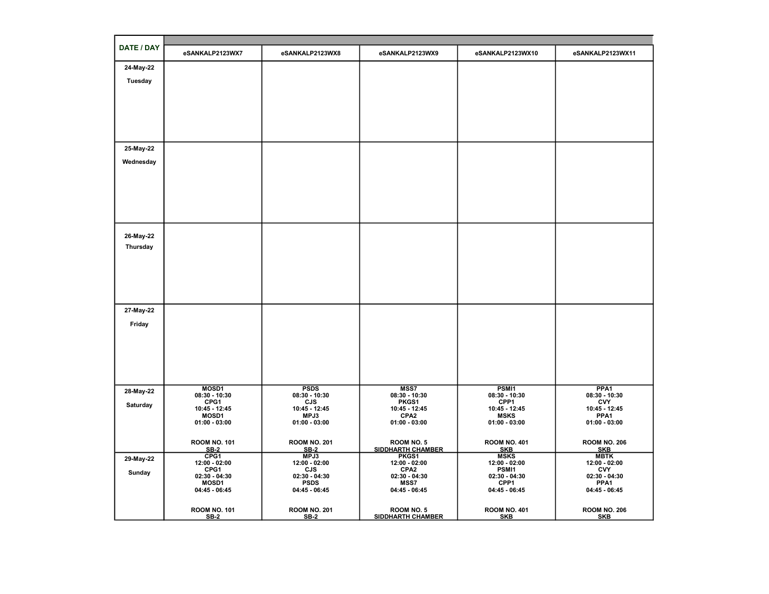| DATE / DAY | eSANKALP2123WX7 | eSANKALP2123WX8 | eSANKALP2123WX9 | eSANKALP2123WX10 | eSANKALP2123WX11 |
|---|---|---|---|---|---|
| 24-May-22 Tuesday | | | | | |
| 25-May-22 Wednesday | | | | | |
| 26-May-22 Thursday | | | | | |
| 27-May-22 Friday | | | | | |
| 28-May-22 Saturday | MOSD1 08:30 - 10:30 CPG1 10:45 - 12:45 MOSD1 01:00 - 03:00 ROOM NO. 101 SB-2 | PSDS 08:30 - 10:30 CJS 10:45 - 12:45 MPJ3 01:00 - 03:00 ROOM NO. 201 SB-2 | MSS7 08:30 - 10:30 PKGS1 10:45 - 12:45 CPA2 01:00 - 03:00 ROOM NO. 5 SIDDHARTH CHAMBER | PSMI1 08:30 - 10:30 CPP1 10:45 - 12:45 MSKS 01:00 - 03:00 ROOM NO. 401 SKB | PPA1 08:30 - 10:30 CVY 10:45 - 12:45 PPA1 01:00 - 03:00 ROOM NO. 206 SKB |
| 29-May-22 Sunday | CPG1 12:00 - 02:00 CPG1 02:30 - 04:30 MOSD1 04:45 - 06:45 ROOM NO. 101 SB-2 | MPJ3 12:00 - 02:00 CJS 02:30 - 04:30 PSDS 04:45 - 06:45 ROOM NO. 201 SB-2 | PKGS1 12:00 - 02:00 CPA2 02:30 - 04:30 MSS7 04:45 - 06:45 ROOM NO. 5 SIDDHARTH CHAMBER | MSKS 12:00 - 02:00 PSMI1 02:30 - 04:30 CPP1 04:45 - 06:45 ROOM NO. 401 SKB | MBTK 12:00 - 02:00 CVY 02:30 - 04:30 PPA1 04:45 - 06:45 ROOM NO. 206 SKB |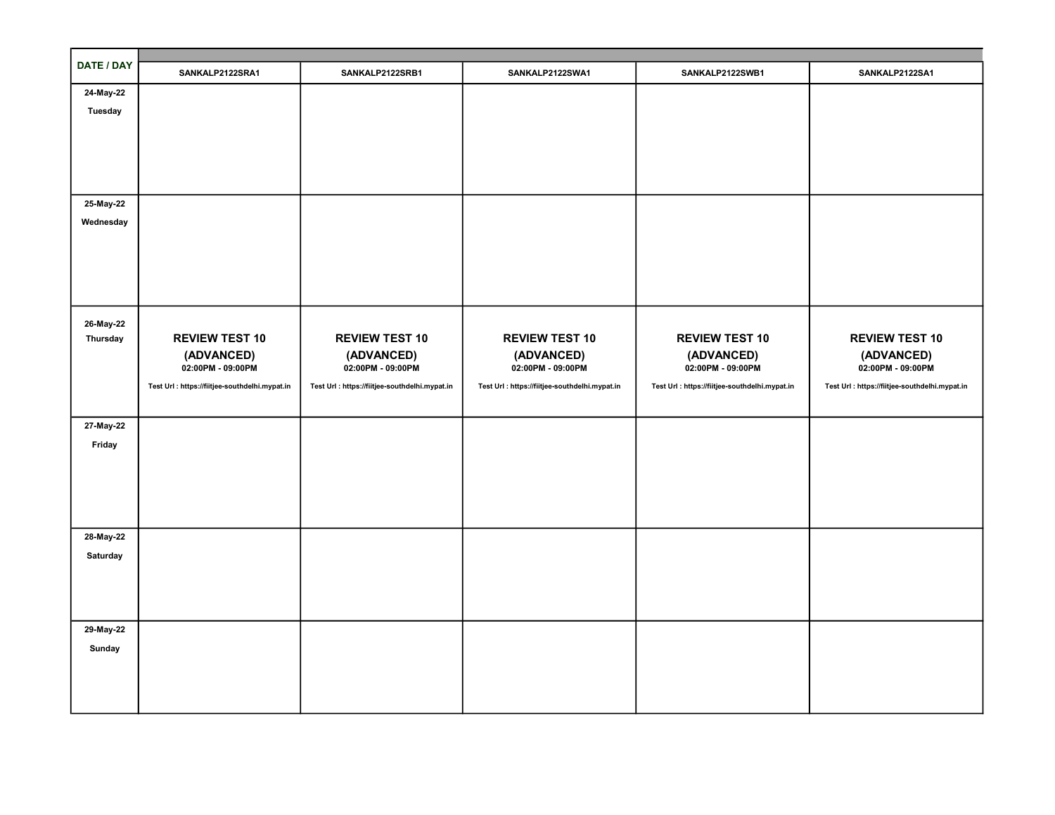| DATE / DAY | SANKALP2122SRA1 | SANKALP2122SRB1 | SANKALP2122SWA1 | SANKALP2122SWB1 | SANKALP2122SA1 |
|---|---|---|---|---|---|
| 24-May-22 Tuesday | | | | | |
| 25-May-22 Wednesday | | | | | |
| 26-May-22 Thursday | **REVIEW TEST 10 (ADVANCED)** 02:00PM - 09:00PM Test Url : https://fiitjee-southdelhi.mypat.in | **REVIEW TEST 10 (ADVANCED)** 02:00PM - 09:00PM Test Url : https://fiitjee-southdelhi.mypat.in | **REVIEW TEST 10 (ADVANCED)** 02:00PM - 09:00PM Test Url : https://fiitjee-southdelhi.mypat.in | **REVIEW TEST 10 (ADVANCED)** 02:00PM - 09:00PM Test Url : https://fiitjee-southdelhi.mypat.in | **REVIEW TEST 10 (ADVANCED)** 02:00PM - 09:00PM Test Url : https://fiitjee-southdelhi.mypat.in |
| 27-May-22 Friday | | | | | |
| 28-May-22 Saturday | | | | | |
| 29-May-22 Sunday | | | | | |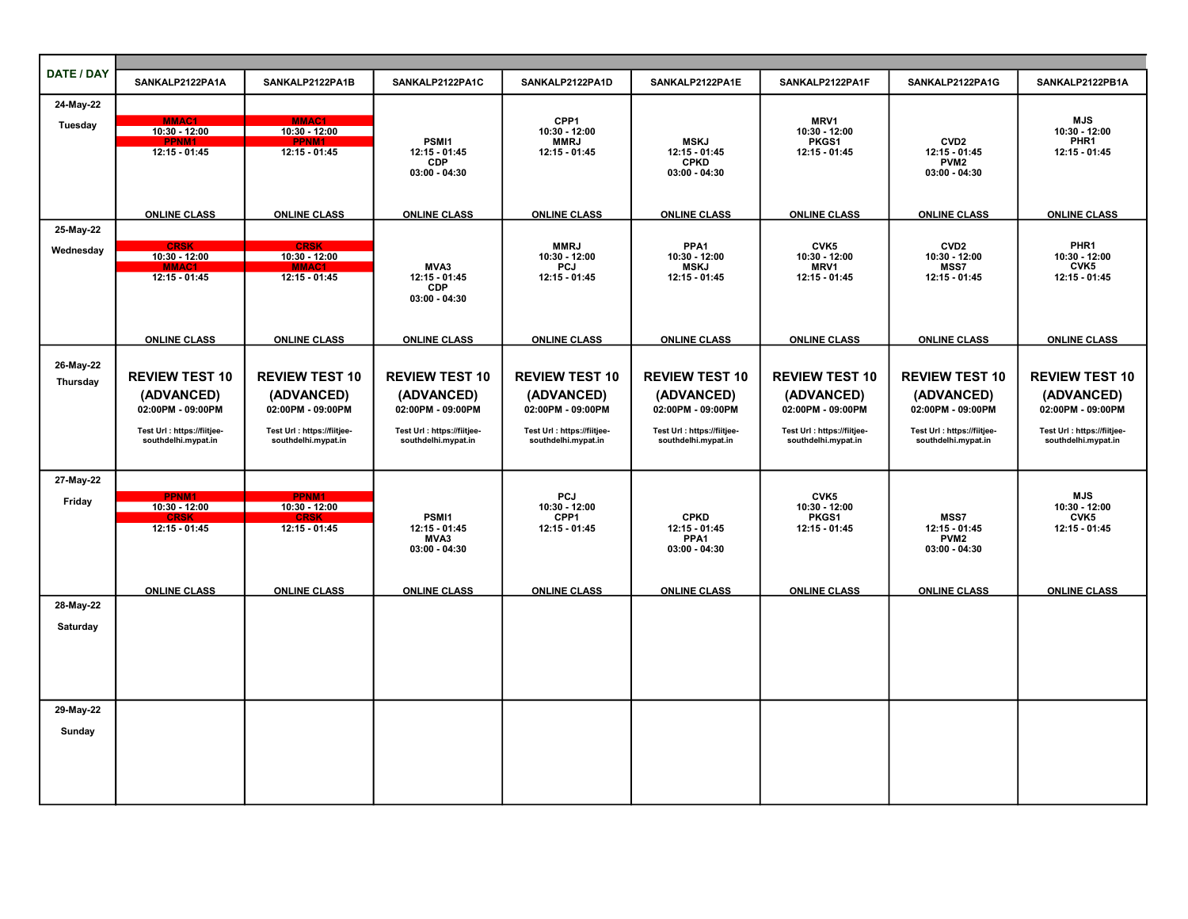| DATE / DAY | SANKALP2122PA1A | SANKALP2122PA1B | SANKALP2122PA1C | SANKALP2122PA1D | SANKALP2122PA1E | SANKALP2122PA1F | SANKALP2122PA1G | SANKALP2122PB1A |
|---|---|---|---|---|---|---|---|---|
| 24-May-22 Tuesday | MMAC1 10:30 - 12:00 PPNM1 12:15 - 01:45 ONLINE CLASS | MMAC1 10:30 - 12:00 PPNM1 12:15 - 01:45 ONLINE CLASS | PSMI1 12:15 - 01:45 CDP 03:00 - 04:30 ONLINE CLASS | CPP1 10:30 - 12:00 MMRJ 12:15 - 01:45 ONLINE CLASS | MSKJ 12:15 - 01:45 CPKD 03:00 - 04:30 ONLINE CLASS | MRV1 10:30 - 12:00 PKGS1 12:15 - 01:45 ONLINE CLASS | CVD2 12:15 - 01:45 PVM2 03:00 - 04:30 ONLINE CLASS | MJS 10:30 - 12:00 PHR1 12:15 - 01:45 ONLINE CLASS |
| 25-May-22 Wednesday | CRSK 10:30 - 12:00 MMAC1 12:15 - 01:45 ONLINE CLASS | CRSK 10:30 - 12:00 MMAC1 12:15 - 01:45 ONLINE CLASS | MVA3 12:15 - 01:45 CDP 03:00 - 04:30 ONLINE CLASS | MMRJ 10:30 - 12:00 PCJ 12:15 - 01:45 ONLINE CLASS | PPA1 10:30 - 12:00 MSKJ 12:15 - 01:45 ONLINE CLASS | CVK5 10:30 - 12:00 MRV1 12:15 - 01:45 ONLINE CLASS | CVD2 10:30 - 12:00 MSS7 12:15 - 01:45 ONLINE CLASS | PHR1 10:30 - 12:00 CVK5 12:15 - 01:45 ONLINE CLASS |
| 26-May-22 Thursday | **REVIEW TEST 10 (ADVANCED)** 02:00PM - 09:00PM Test Url : https://fiitjee-southdelhi.mypat.in | **REVIEW TEST 10 (ADVANCED)** 02:00PM - 09:00PM Test Url : https://fiitjee-southdelhi.mypat.in | **REVIEW TEST 10 (ADVANCED)** 02:00PM - 09:00PM Test Url : https://fiitjee-southdelhi.mypat.in | **REVIEW TEST 10 (ADVANCED)** 02:00PM - 09:00PM Test Url : https://fiitjee-southdelhi.mypat.in | **REVIEW TEST 10 (ADVANCED)** 02:00PM - 09:00PM Test Url : https://fiitjee-southdelhi.mypat.in | **REVIEW TEST 10 (ADVANCED)** 02:00PM - 09:00PM Test Url : https://fiitjee-southdelhi.mypat.in | **REVIEW TEST 10 (ADVANCED)** 02:00PM - 09:00PM Test Url : https://fiitjee-southdelhi.mypat.in | **REVIEW TEST 10 (ADVANCED)** 02:00PM - 09:00PM Test Url : https://fiitjee-southdelhi.mypat.in |
| 27-May-22 Friday | PPNM1 10:30 - 12:00 CRSK 12:15 - 01:45 ONLINE CLASS | PPNM1 10:30 - 12:00 CRSK 12:15 - 01:45 ONLINE CLASS | PSMI1 12:15 - 01:45 MVA3 03:00 - 04:30 ONLINE CLASS | PCJ 10:30 - 12:00 CPP1 12:15 - 01:45 ONLINE CLASS | CPKD 12:15 - 01:45 PPA1 03:00 - 04:30 ONLINE CLASS | CVK5 10:30 - 12:00 PKGS1 12:15 - 01:45 ONLINE CLASS | MSS7 12:15 - 01:45 PVM2 03:00 - 04:30 ONLINE CLASS | MJS 10:30 - 12:00 CVK5 12:15 - 01:45 ONLINE CLASS |
| 28-May-22 Saturday | | | | | | | | |
| 29-May-22 Sunday | | | | | | | | |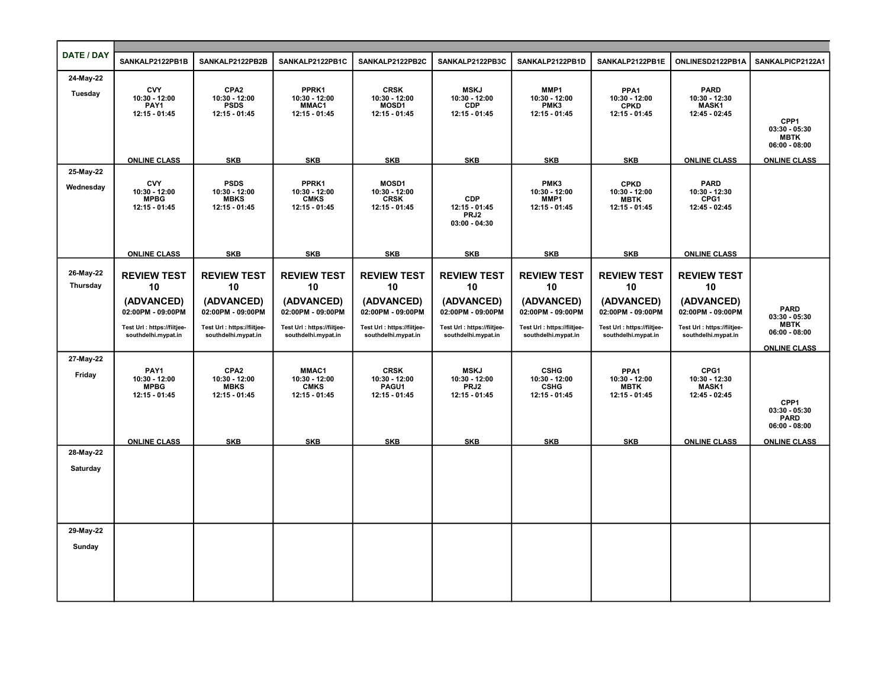| DATE / DAY | SANKALP2122PB1B | SANKALP2122PB2B | SANKALP2122PB1C | SANKALP2122PB2C | SANKALP2122PB3C | SANKALP2122PB1D | SANKALP2122PB1E | ONLINESD2122PB1A | SANKALPICP2122A1 |
|---|---|---|---|---|---|---|---|---|---|
| 24-May-22 Tuesday | CVY 10:30 - 12:00 PAY1 12:15 - 01:45 ONLINE CLASS | CPA2 10:30 - 12:00 PSDS 12:15 - 01:45 SKB | PPRK1 10:30 - 12:00 MMAC1 12:15 - 01:45 SKB | CRSK 10:30 - 12:00 MOSD1 12:15 - 01:45 SKB | MSKJ 10:30 - 12:00 CDP 12:15 - 01:45 SKB | MMP1 10:30 - 12:00 PMK3 12:15 - 01:45 SKB | PPA1 10:30 - 12:00 CPKD 12:15 - 01:45 SKB | PARD 10:30 - 12:30 MASK1 12:45 - 02:45 ONLINE CLASS | CPP1 03:30 - 05:30 MBTK 06:00 - 08:00 ONLINE CLASS |
| 25-May-22 Wednesday | CVY 10:30 - 12:00 MPBG 12:15 - 01:45 ONLINE CLASS | PSDS 10:30 - 12:00 MBKS 12:15 - 01:45 SKB | PPRK1 10:30 - 12:00 CMKS 12:15 - 01:45 SKB | MOSD1 10:30 - 12:00 CRSK 12:15 - 01:45 SKB | CDP 12:15 - 01:45 PRJ2 03:00 - 04:30 SKB | PMK3 10:30 - 12:00 MMP1 12:15 - 01:45 SKB | CPKD 10:30 - 12:00 MBTK 12:15 - 01:45 SKB | PARD 10:30 - 12:30 CPG1 12:45 - 02:45 ONLINE CLASS | |
| 26-May-22 Thursday | REVIEW TEST 10 (ADVANCED) 02:00PM - 09:00PM Test Url : https://fiitjee-southdelhi.mypat.in | REVIEW TEST 10 (ADVANCED) 02:00PM - 09:00PM Test Url : https://fiitjee-southdelhi.mypat.in | REVIEW TEST 10 (ADVANCED) 02:00PM - 09:00PM Test Url : https://fiitjee-southdelhi.mypat.in | REVIEW TEST 10 (ADVANCED) 02:00PM - 09:00PM Test Url : https://fiitjee-southdelhi.mypat.in | REVIEW TEST 10 (ADVANCED) 02:00PM - 09:00PM Test Url : https://fiitjee-southdelhi.mypat.in | REVIEW TEST 10 (ADVANCED) 02:00PM - 09:00PM Test Url : https://fiitjee-southdelhi.mypat.in | REVIEW TEST 10 (ADVANCED) 02:00PM - 09:00PM Test Url : https://fiitjee-southdelhi.mypat.in | REVIEW TEST 10 (ADVANCED) 02:00PM - 09:00PM Test Url : https://fiitjee-southdelhi.mypat.in | PARD 03:30 - 05:30 MBTK 06:00 - 08:00 ONLINE CLASS |
| 27-May-22 Friday | PAY1 10:30 - 12:00 MPBG 12:15 - 01:45 ONLINE CLASS | CPA2 10:30 - 12:00 MBKS 12:15 - 01:45 SKB | MMAC1 10:30 - 12:00 CMKS 12:15 - 01:45 SKB | CRSK 10:30 - 12:00 PAGU1 12:15 - 01:45 SKB | MSKJ 10:30 - 12:00 PRJ2 12:15 - 01:45 SKB | CSHG 10:30 - 12:00 CSHG 12:15 - 01:45 SKB | PPA1 10:30 - 12:00 MBTK 12:15 - 01:45 SKB | CPG1 10:30 - 12:30 MASK1 12:45 - 02:45 ONLINE CLASS | CPP1 03:30 - 05:30 PARD 06:00 - 08:00 ONLINE CLASS |
| 28-May-22 Saturday | | | | | | | | | |
| 29-May-22 Sunday | | | | | | | | | |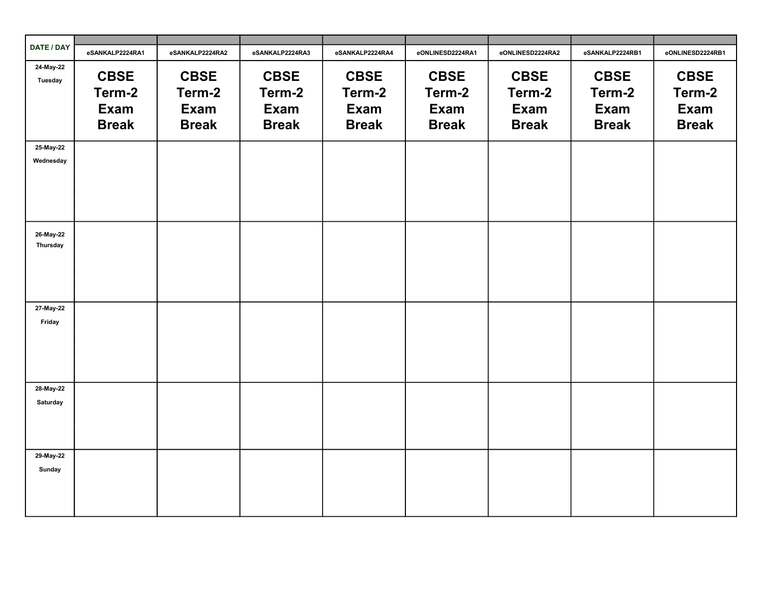| DATE / DAY | eSANKALP2224RA1 | eSANKALP2224RA2 | eSANKALP2224RA3 | eSANKALP2224RA4 | eONLINESD2224RA1 | eONLINESD2224RA2 | eSANKALP2224RB1 | eONLINESD2224RB1 |
|---|---|---|---|---|---|---|---|---|
| 24-May-22 Tuesday | CBSE Term-2 Exam Break | CBSE Term-2 Exam Break | CBSE Term-2 Exam Break | CBSE Term-2 Exam Break | CBSE Term-2 Exam Break | CBSE Term-2 Exam Break | CBSE Term-2 Exam Break | CBSE Term-2 Exam Break |
| 25-May-22 Wednesday | | | | | | | | |
| 26-May-22 Thursday | | | | | | | | |
| 27-May-22 Friday | | | | | | | | |
| 28-May-22 Saturday | | | | | | | | |
| 29-May-22 Sunday | | | | | | | | |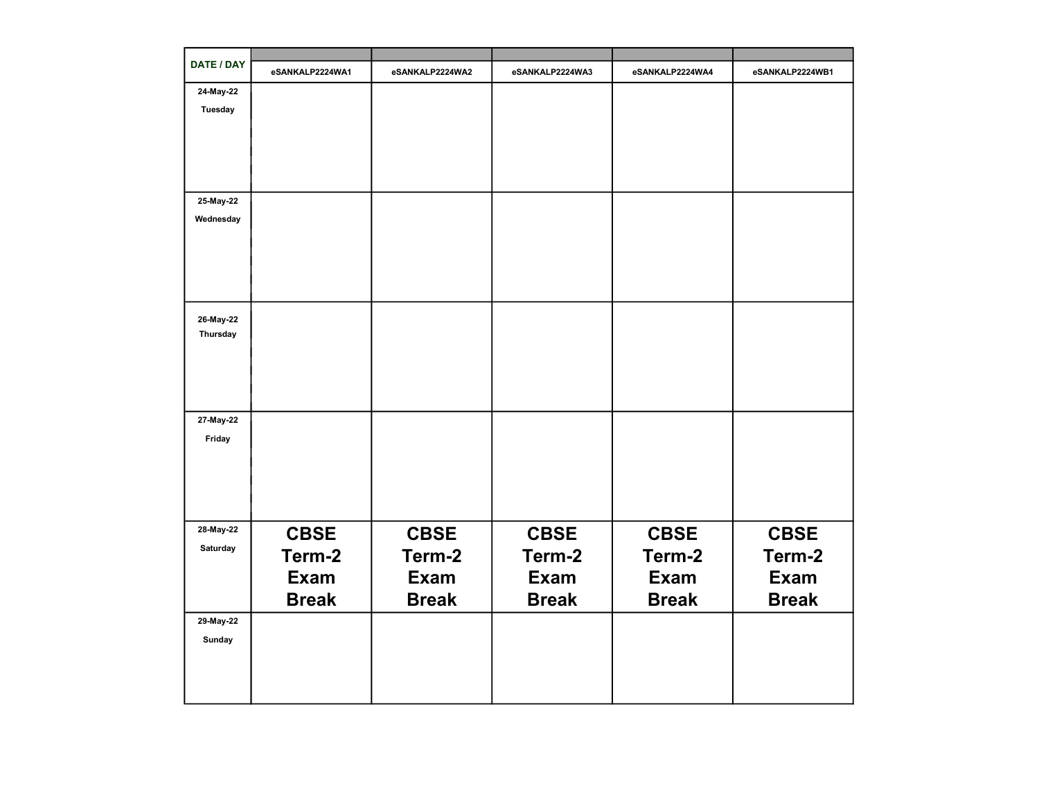| DATE / DAY | eSANKALP2224WA1 | eSANKALP2224WA2 | eSANKALP2224WA3 | eSANKALP2224WA4 | eSANKALP2224WB1 |
|---|---|---|---|---|---|
| 24-May-22 Tuesday | | | | | |
| 25-May-22 Wednesday | | | | | |
| 26-May-22 Thursday | | | | | |
| 27-May-22 Friday | | | | | |
| 28-May-22 Saturday | **CBSE Term-2 Exam Break** | **CBSE Term-2 Exam Break** | **CBSE Term-2 Exam Break** | **CBSE Term-2 Exam Break** | **CBSE Term-2 Exam Break** |
| 29-May-22 Sunday | | | | | |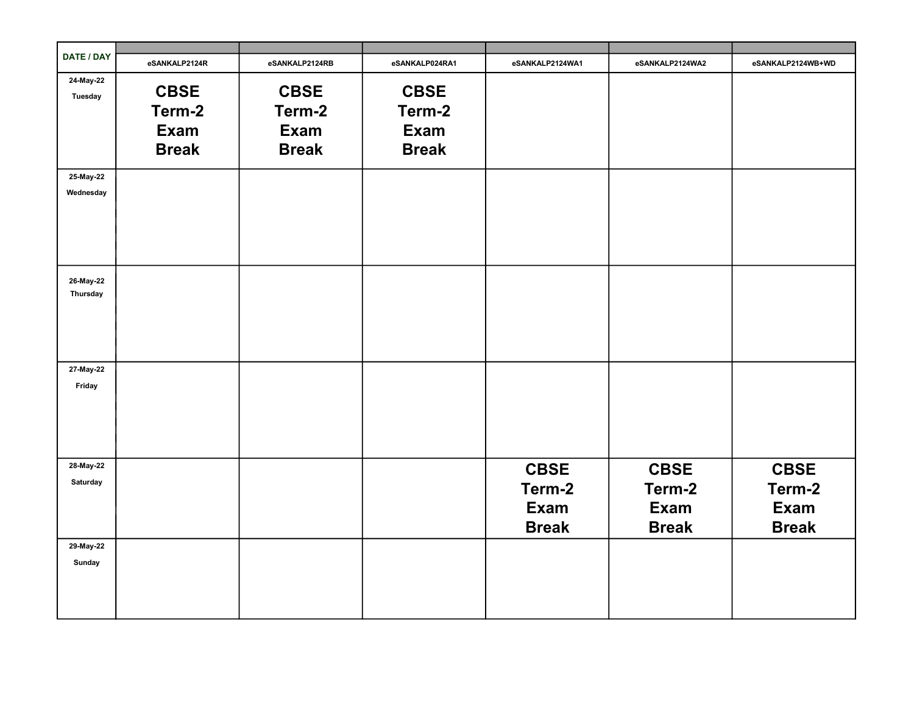| DATE / DAY | eSANKALP2124R | eSANKALP2124RB | eSANKALP024RA1 | eSANKALP2124WA1 | eSANKALP2124WA2 | eSANKALP2124WB+WD |
|---|---|---|---|---|---|---|
| 24-May-22 Tuesday | **CBSE Term-2 Exam Break** | **CBSE Term-2 Exam Break** | **CBSE Term-2 Exam Break** | | | |
| 25-May-22 Wednesday | | | | | | |
| 26-May-22 Thursday | | | | | | |
| 27-May-22 Friday | | | | | | |
| 28-May-22 Saturday | | | | **CBSE Term-2 Exam Break** | **CBSE Term-2 Exam Break** | **CBSE Term-2 Exam Break** |
| 29-May-22 Sunday | | | | | | |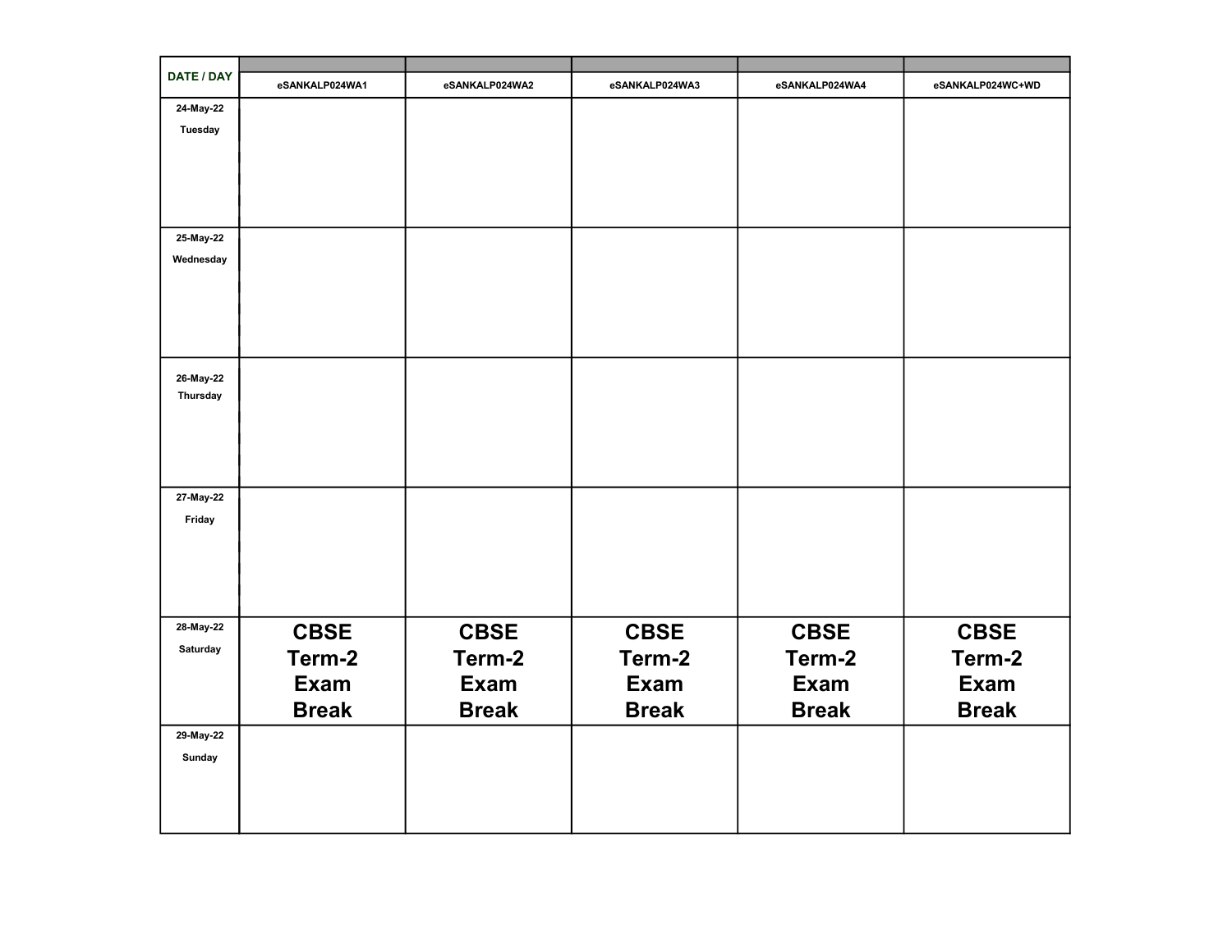| DATE / DAY | eSANKALP024WA1 | eSANKALP024WA2 | eSANKALP024WA3 | eSANKALP024WA4 | eSANKALP024WC+WD |
|---|---|---|---|---|---|
| 24-May-22 Tuesday | | | | | |
| 25-May-22 Wednesday | | | | | |
| 26-May-22 Thursday | | | | | |
| 27-May-22 Friday | | | | | |
| 28-May-22 Saturday | CBSE Term-2 Exam Break | CBSE Term-2 Exam Break | CBSE Term-2 Exam Break | CBSE Term-2 Exam Break | CBSE Term-2 Exam Break |
| 29-May-22 Sunday | | | | | |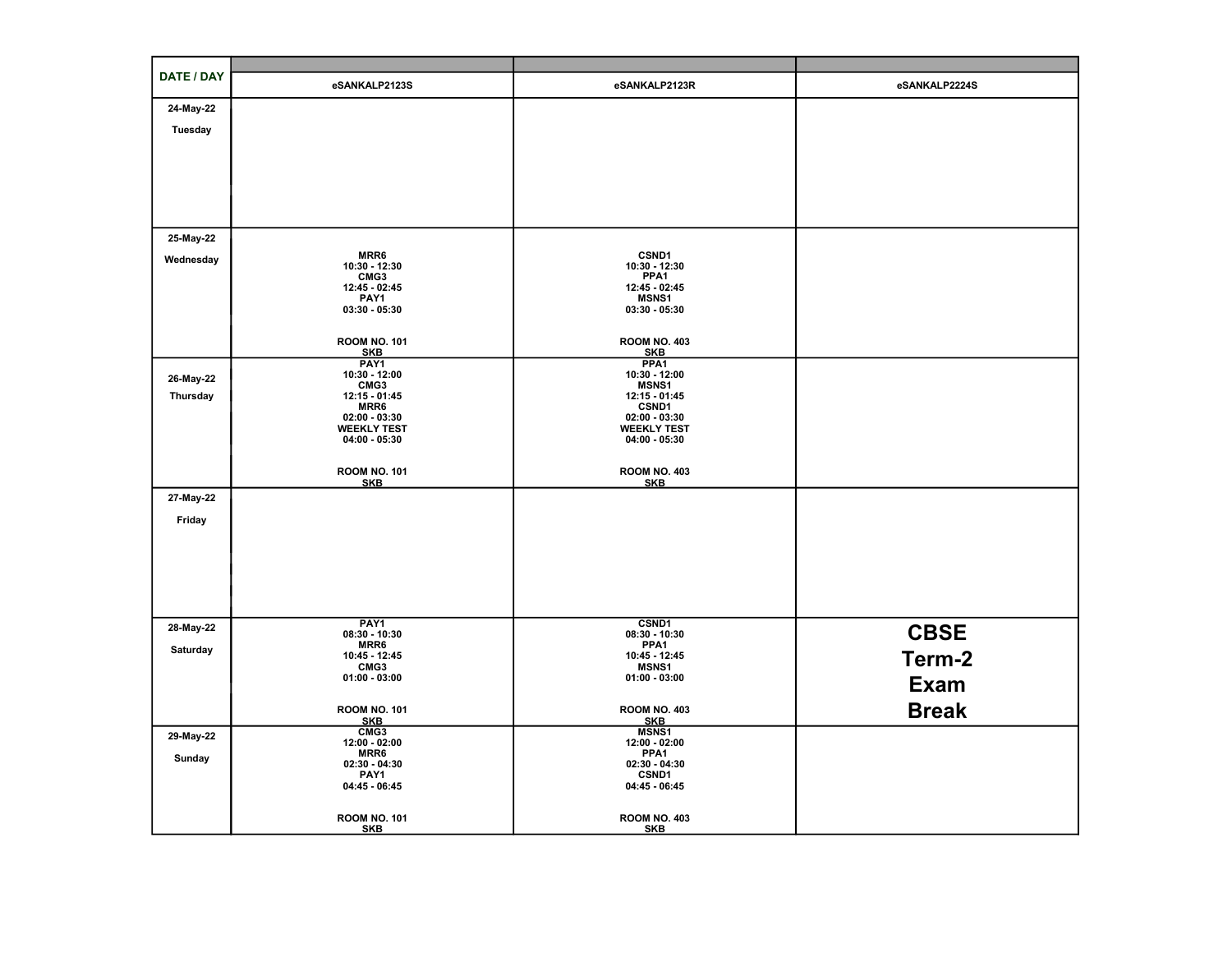| DATE / DAY | eSANKALP2123S | eSANKALP2123R | eSANKALP2224S |
|---|---|---|---|
| 24-May-22<br>Tuesday | | | |
| 25-May-22<br>Wednesday | MRR6<br>10:30 - 12:30<br>CMG3<br>12:45 - 02:45<br>PAY1<br>03:30 - 05:30<br><br>ROOM NO. 101<br>SKB | CSND1<br>10:30 - 12:30<br>PPA1<br>12:45 - 02:45<br>MSNS1<br>03:30 - 05:30<br><br>ROOM NO. 403<br>SKB | |
| 26-May-22<br>Thursday | PAY1<br>10:30 - 12:00<br>CMG3<br>12:15 - 01:45<br>MRR6<br>02:00 - 03:30<br>WEEKLY TEST<br>04:00 - 05:30<br><br>ROOM NO. 101<br>SKB | PPA1<br>10:30 - 12:00<br>MSNS1<br>12:15 - 01:45<br>CSND1<br>02:00 - 03:30<br>WEEKLY TEST<br>04:00 - 05:30<br><br>ROOM NO. 403<br>SKB | |
| 27-May-22<br>Friday | | | |
| 28-May-22<br>Saturday | PAY1<br>08:30 - 10:30<br>MRR6<br>10:45 - 12:45<br>CMG3<br>01:00 - 03:00<br><br>ROOM NO. 101<br>SKB | CSND1<br>08:30 - 10:30<br>PPA1<br>10:45 - 12:45<br>MSNS1<br>01:00 - 03:00<br><br>ROOM NO. 403<br>SKB | **CBSE Term-2 Exam Break** |
| 29-May-22<br>Sunday | CMG3<br>12:00 - 02:00<br>MRR6<br>02:30 - 04:30<br>PAY1<br>04:45 - 06:45<br><br>ROOM NO. 101<br>SKB | MSNS1<br>12:00 - 02:00<br>PPA1<br>02:30 - 04:30<br>CSND1<br>04:45 - 06:45<br><br>ROOM NO. 403<br>SKB | |